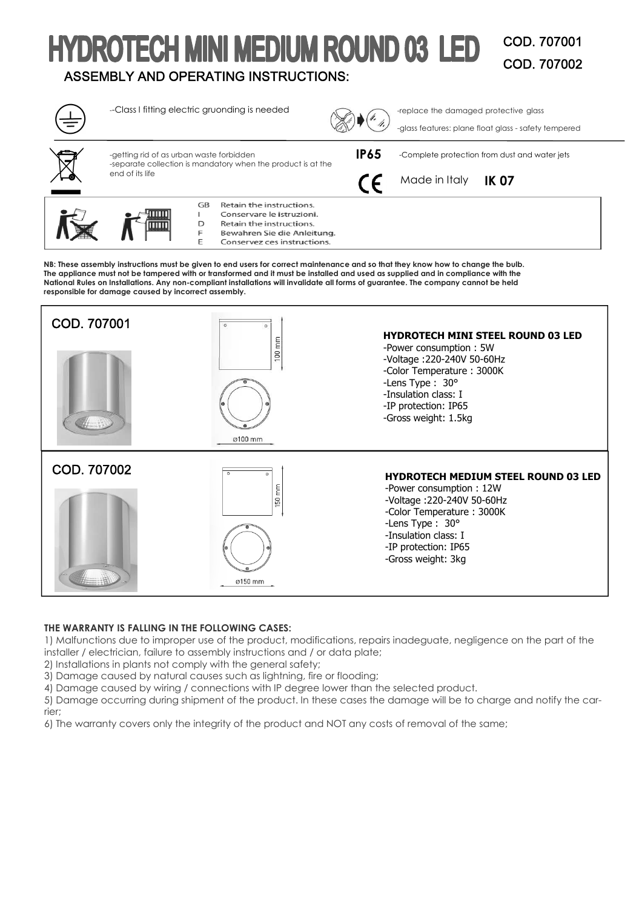# HYDROTECH MINI MEDIUM ROUND 03 LED

COD. 707001
COD. 707002

## ASSEMBLY AND OPERATING INSTRUCTIONS:

--Class I fitting electric gruonding is needed

-replace the damaged protective glass

-glass features: plane float glass - safety tempered

-getting rid of as urban waste forbidden
-separate collection is mandatory when the product is at the end of its life

**IP65** -Complete protection from dust and water jets

CE Made in Italy **IK 07**

GB Retain the instructions.
I Conservare le istruzioni.
D Retain the instructions.
F Bewahren Sie die Anleitung.
E Conservez ces instructions.

**NB: These assembly instructions must be given to end users for correct maintenance and so that they know how to change the bulb. The appliance must not be tampered with or transformed and it must be installed and used as supplied and in compliance with the National Rules on Installations. Any non-compliant installations will invalidate all forms of guarantee. The company cannot be held responsible for damage caused by incorrect assembly.**

## COD. 707001

100 mm
ø100 mm

**HYDROTECH MINI STEEL ROUND 03 LED**
-Power consumption : 5W
-Voltage :220-240V 50-60Hz
-Color Temperature : 3000K
-Lens Type : 30°
-Insulation class: I
-IP protection: IP65
-Gross weight: 1.5kg

## COD. 707002

150 mm
ø150 mm

**HYDROTECH MEDIUM STEEL ROUND 03 LED**
-Power consumption : 12W
-Voltage :220-240V 50-60Hz
-Color Temperature : 3000K
-Lens Type : 30°
-Insulation class: I
-IP protection: IP65
-Gross weight: 3kg

**THE WARRANTY IS FALLING IN THE FOLLOWING CASES:**

1) Malfunctions due to improper use of the product, modifications, repairs inadeguate, negligence on the part of the installer / electrician, failure to assembly instructions and / or data plate;
2) Installations in plants not comply with the general safety;
3) Damage caused by natural causes such as lightning, fire or flooding;
4) Damage caused by wiring / connections with IP degree lower than the selected product.
5) Damage occurring during shipment of the product. In these cases the damage will be to charge and notify the carrier;
6) The warranty covers only the integrity of the product and NOT any costs of removal of the same;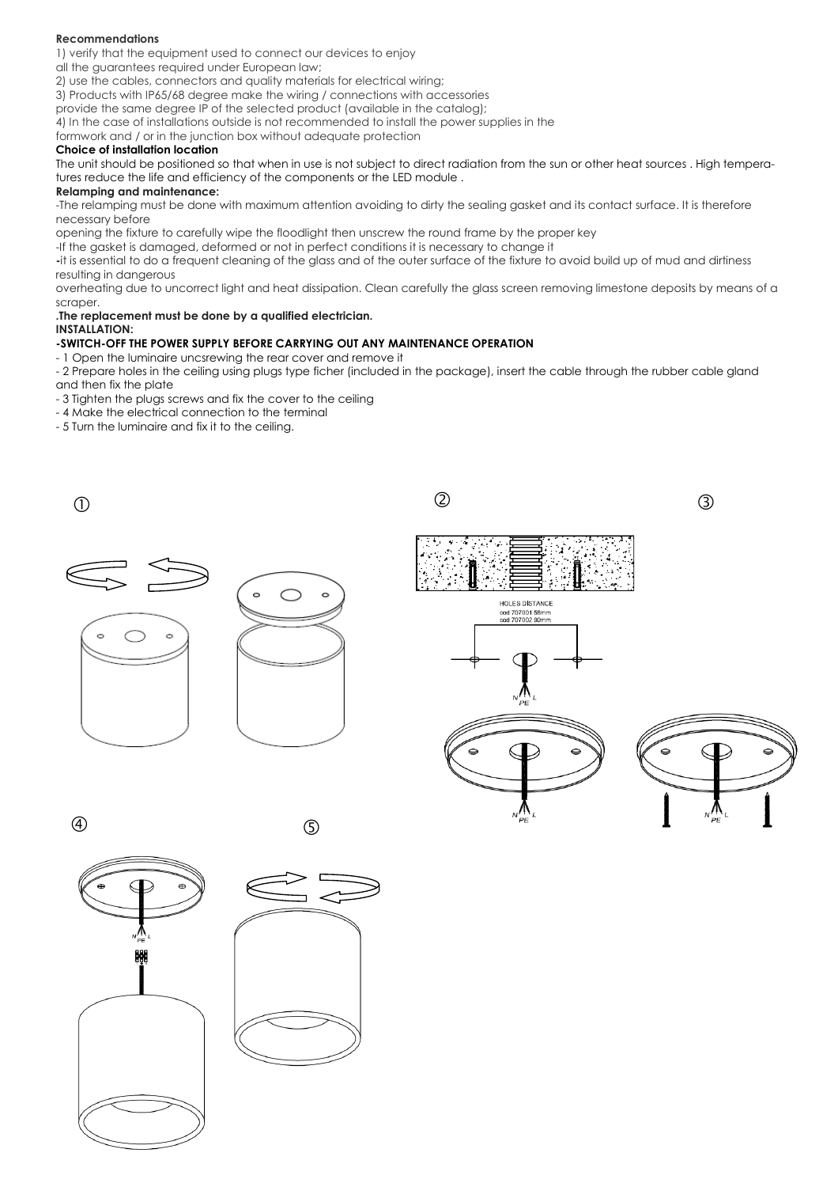**Recommendations**

1) verify that the equipment used to connect our devices to enjoy
all the guarantees required under European law;
2) use the cables, connectors and quality materials for electrical wiring;
3) Products with IP65/68 degree make the wiring / connections with accessories
provide the same degree IP of the selected product (available in the catalog);
4) In the case of installations outside is not recommended to install the power supplies in the
formwork and / or in the junction box without adequate protection

**Choice of installation location**

The unit should be positioned so that when in use is not subject to direct radiation from the sun or other heat sources . High temperatures reduce the life and efficiency of the components or the LED module .

**Relamping and maintenance:**

-The relamping must be done with maximum attention avoiding to dirty the sealing gasket and its contact surface. It is therefore necessary before
opening the fixture to carefully wipe the floodlight then unscrew the round frame by the proper key
-If the gasket is damaged, deformed or not in perfect conditions it is necessary to change it
-it is essential to do a frequent cleaning of the glass and of the outer surface of the fixture to avoid build up of mud and dirtiness resulting in dangerous
overheating due to uncorrect light and heat dissipation. Clean carefully the glass screen removing limestone deposits by means of a scraper.

**.The replacement must be done by a qualified electrician.**

**INSTALLATION:**

**-SWITCH-OFF THE POWER SUPPLY BEFORE CARRYING OUT ANY MAINTENANCE OPERATION**

- 1 Open the luminaire uncsrewing the rear cover and remove it
- 2 Prepare holes in the ceiling using plugs type ficher (included in the package), insert the cable through the rubber cable gland and then fix the plate
- 3 Tighten the plugs screws and fix the cover to the ceiling
- 4 Make the electrical connection to the terminal
- 5 Turn the luminaire and fix it to the ceiling.

①

②

③

HOLES DISTANCE
cod 707001 58mm
cod 707002 80mm

N L
PE

④

⑤